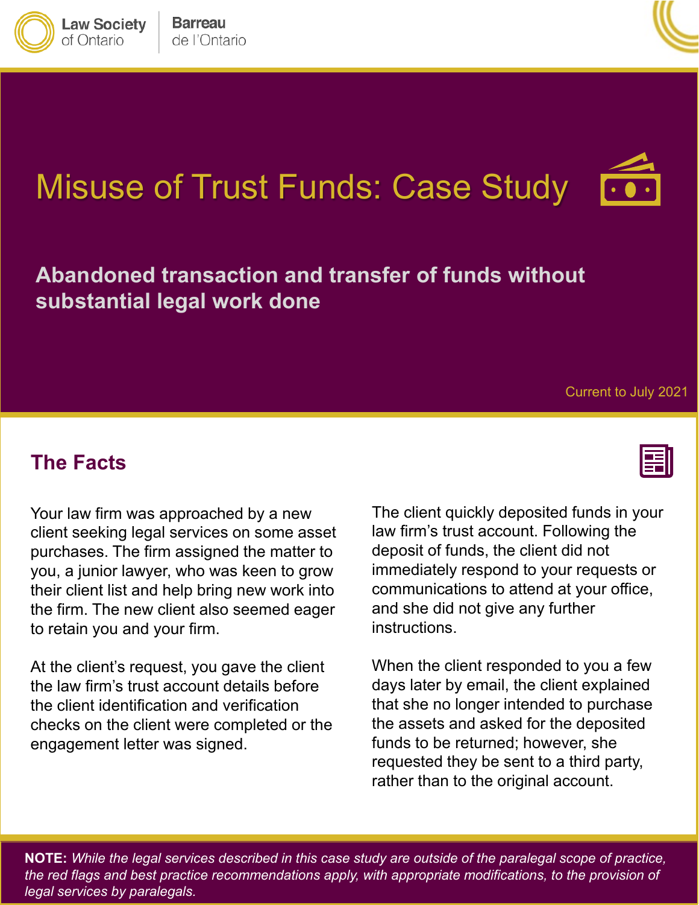Law Society of Ontario | Barreau de l'Ontario

# Misuse of Trust Funds: Case Study

## Abandoned transaction and transfer of funds without substantial legal work done

Current to July 2021

## The Facts

Your law firm was approached by a new client seeking legal services on some asset purchases. The firm assigned the matter to you, a junior lawyer, who was keen to grow their client list and help bring new work into the firm. The new client also seemed eager to retain you and your firm.

At the client's request, you gave the client the law firm's trust account details before the client identification and verification checks on the client were completed or the engagement letter was signed.

The client quickly deposited funds in your law firm's trust account. Following the deposit of funds, the client did not immediately respond to your requests or communications to attend at your office, and she did not give any further instructions.

When the client responded to you a few days later by email, the client explained that she no longer intended to purchase the assets and asked for the deposited funds to be returned; however, she requested they be sent to a third party, rather than to the original account.

**NOTE:** *While the legal services described in this case study are outside of the paralegal scope of practice, the red flags and best practice recommendations apply, with appropriate modifications, to the provision of legal services by paralegals.*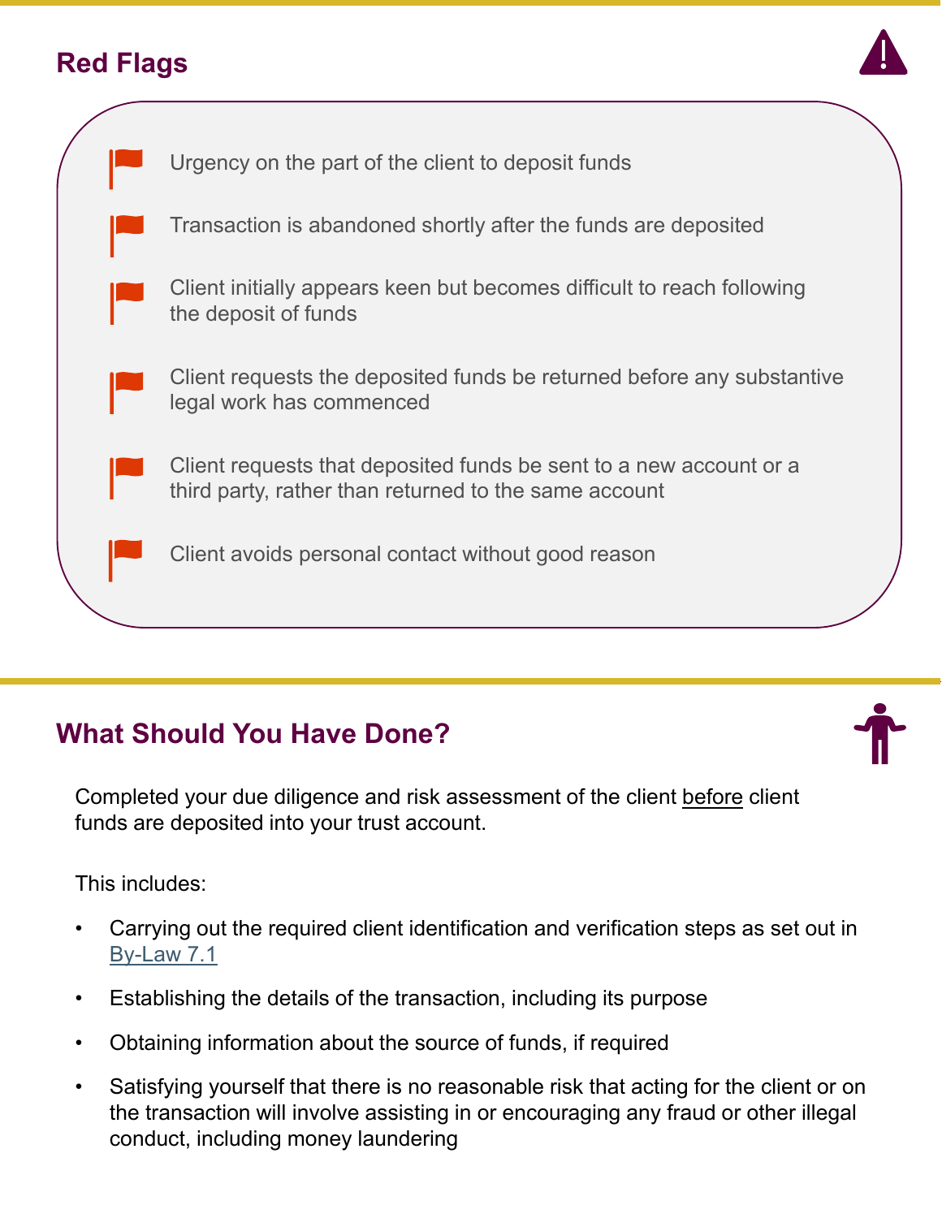## Red Flags

- Urgency on the part of the client to deposit funds
- Transaction is abandoned shortly after the funds are deposited
- Client initially appears keen but becomes difficult to reach following the deposit of funds
- Client requests the deposited funds be returned before any substantive legal work has commenced
- Client requests that deposited funds be sent to a new account or a third party, rather than returned to the same account
- Client avoids personal contact without good reason

## What Should You Have Done?

Completed your due diligence and risk assessment of the client before client funds are deposited into your trust account.

This includes:

- Carrying out the required client identification and verification steps as set out in By-Law 7.1
- Establishing the details of the transaction, including its purpose
- Obtaining information about the source of funds, if required
- Satisfying yourself that there is no reasonable risk that acting for the client or on the transaction will involve assisting in or encouraging any fraud or other illegal conduct, including money laundering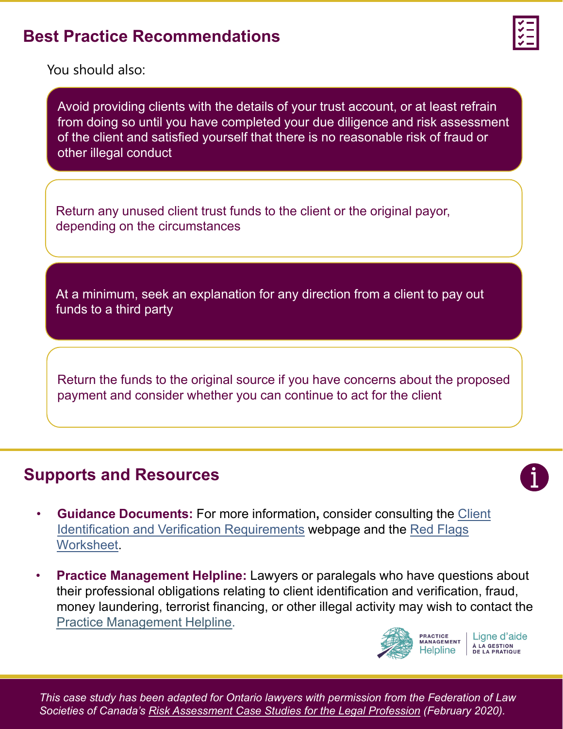## Best Practice Recommendations

You should also:

- Avoid providing clients with the details of your trust account, or at least refrain from doing so until you have completed your due diligence and risk assessment of the client and satisfied yourself that there is no reasonable risk of fraud or other illegal conduct

- Return any unused client trust funds to the client or the original payor, depending on the circumstances

- At a minimum, seek an explanation for any direction from a client to pay out funds to a third party

- Return the funds to the original source if you have concerns about the proposed payment and consider whether you can continue to act for the client

## Supports and Resources

- **Guidance Documents:** For more information, consider consulting the Client Identification and Verification Requirements webpage and the Red Flags Worksheet.

- **Practice Management Helpline:** Lawyers or paralegals who have questions about their professional obligations relating to client identification and verification, fraud, money laundering, terrorist financing, or other illegal activity may wish to contact the Practice Management Helpline.

PRACTICE MANAGEMENT Helpline | Ligne d'aide À LA GESTION DE LA PRATIQUE

*This case study has been adapted for Ontario lawyers with permission from the Federation of Law Societies of Canada's Risk Assessment Case Studies for the Legal Profession (February 2020).*